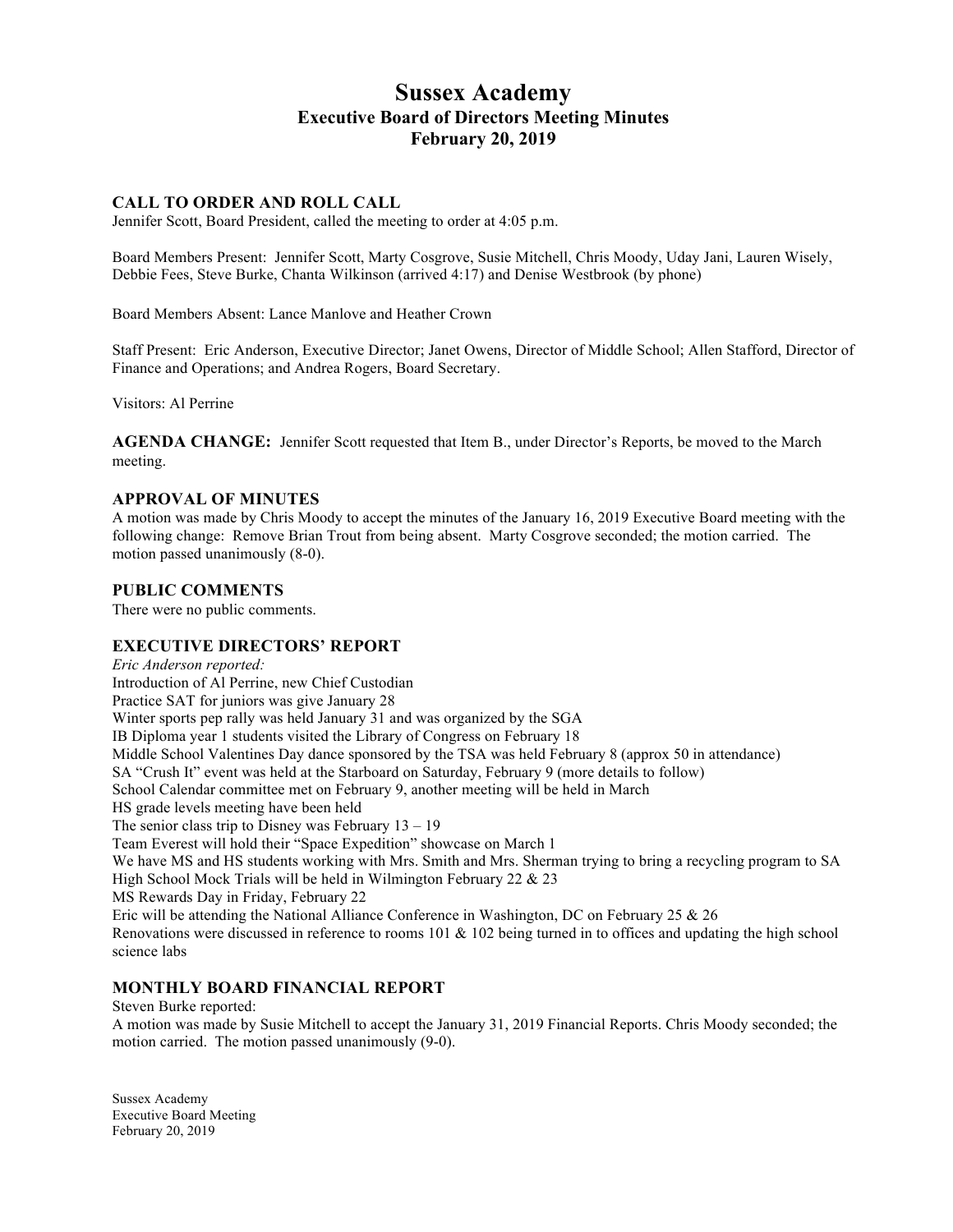# Sussex Academy
## Executive Board of Directors Meeting Minutes
## February 20, 2019

### CALL TO ORDER AND ROLL CALL

Jennifer Scott, Board President, called the meeting to order at 4:05 p.m.

Board Members Present: Jennifer Scott, Marty Cosgrove, Susie Mitchell, Chris Moody, Uday Jani, Lauren Wisely, Debbie Fees, Steve Burke, Chanta Wilkinson (arrived 4:17) and Denise Westbrook (by phone)

Board Members Absent: Lance Manlove and Heather Crown

Staff Present: Eric Anderson, Executive Director; Janet Owens, Director of Middle School; Allen Stafford, Director of Finance and Operations; and Andrea Rogers, Board Secretary.

Visitors: Al Perrine

**AGENDA CHANGE:** Jennifer Scott requested that Item B., under Director's Reports, be moved to the March meeting.

### APPROVAL OF MINUTES

A motion was made by Chris Moody to accept the minutes of the January 16, 2019 Executive Board meeting with the following change: Remove Brian Trout from being absent. Marty Cosgrove seconded; the motion carried. The motion passed unanimously (8-0).

### PUBLIC COMMENTS

There were no public comments.

### EXECUTIVE DIRECTORS' REPORT

*Eric Anderson reported:*

Introduction of Al Perrine, new Chief Custodian
Practice SAT for juniors was give January 28
Winter sports pep rally was held January 31 and was organized by the SGA
IB Diploma year 1 students visited the Library of Congress on February 18
Middle School Valentines Day dance sponsored by the TSA was held February 8 (approx 50 in attendance)
SA "Crush It" event was held at the Starboard on Saturday, February 9 (more details to follow)
School Calendar committee met on February 9, another meeting will be held in March
HS grade levels meeting have been held
The senior class trip to Disney was February 13 – 19
Team Everest will hold their "Space Expedition" showcase on March 1
We have MS and HS students working with Mrs. Smith and Mrs. Sherman trying to bring a recycling program to SA
High School Mock Trials will be held in Wilmington February 22 & 23
MS Rewards Day in Friday, February 22
Eric will be attending the National Alliance Conference in Washington, DC on February 25 & 26
Renovations were discussed in reference to rooms 101 & 102 being turned in to offices and updating the high school science labs

### MONTHLY BOARD FINANCIAL REPORT

Steven Burke reported:

A motion was made by Susie Mitchell to accept the January 31, 2019 Financial Reports. Chris Moody seconded; the motion carried. The motion passed unanimously (9-0).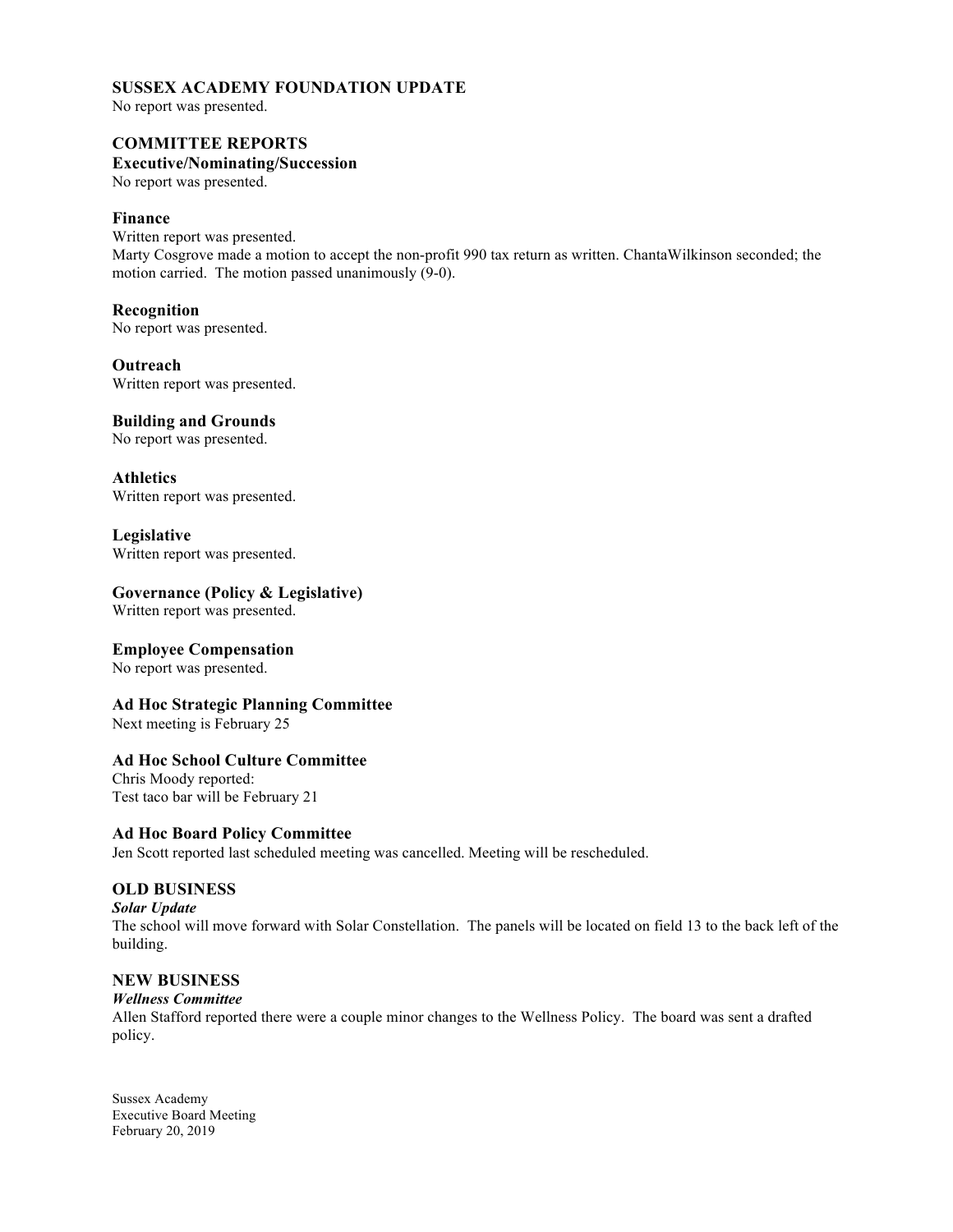## SUSSEX ACADEMY FOUNDATION UPDATE

No report was presented.

## COMMITTEE REPORTS

### Executive/Nominating/Succession

No report was presented.

### Finance

Written report was presented.
Marty Cosgrove made a motion to accept the non-profit 990 tax return as written. ChantaWilkinson seconded; the motion carried. The motion passed unanimously (9-0).

### Recognition

No report was presented.

### Outreach

Written report was presented.

### Building and Grounds

No report was presented.

### Athletics

Written report was presented.

### Legislative

Written report was presented.

### Governance (Policy & Legislative)

Written report was presented.

### Employee Compensation

No report was presented.

### Ad Hoc Strategic Planning Committee

Next meeting is February 25

### Ad Hoc School Culture Committee

Chris Moody reported:
Test taco bar will be February 21

### Ad Hoc Board Policy Committee

Jen Scott reported last scheduled meeting was cancelled. Meeting will be rescheduled.

## OLD BUSINESS

***Solar Update***

The school will move forward with Solar Constellation. The panels will be located on field 13 to the back left of the building.

## NEW BUSINESS

***Wellness Committee***

Allen Stafford reported there were a couple minor changes to the Wellness Policy. The board was sent a drafted policy.

Sussex Academy
Executive Board Meeting
February 20, 2019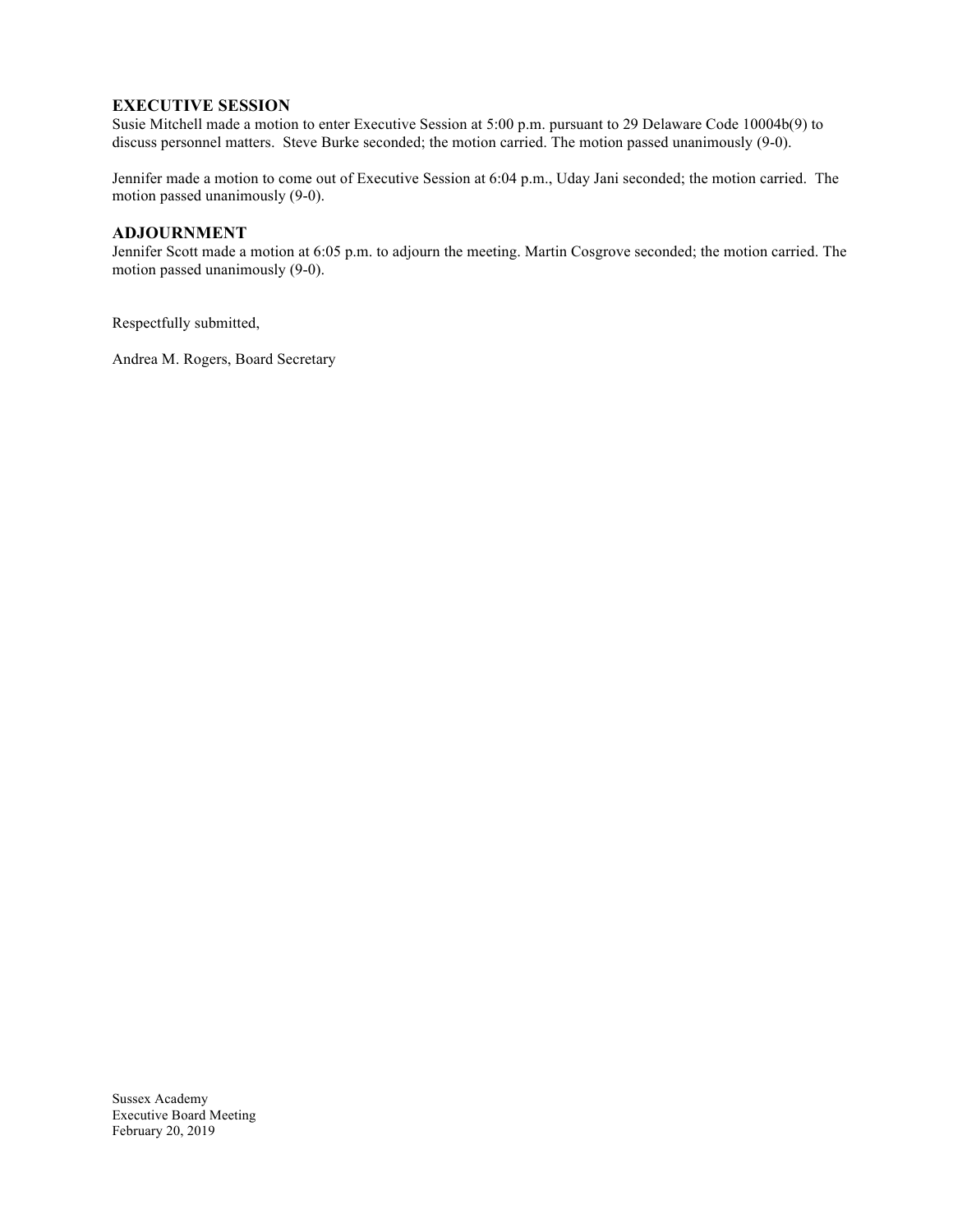## EXECUTIVE SESSION

Susie Mitchell made a motion to enter Executive Session at 5:00 p.m. pursuant to 29 Delaware Code 10004b(9) to discuss personnel matters. Steve Burke seconded; the motion carried. The motion passed unanimously (9-0).

Jennifer made a motion to come out of Executive Session at 6:04 p.m., Uday Jani seconded; the motion carried. The motion passed unanimously (9-0).

## ADJOURNMENT

Jennifer Scott made a motion at 6:05 p.m. to adjourn the meeting. Martin Cosgrove seconded; the motion carried. The motion passed unanimously (9-0).

Respectfully submitted,

Andrea M. Rogers, Board Secretary